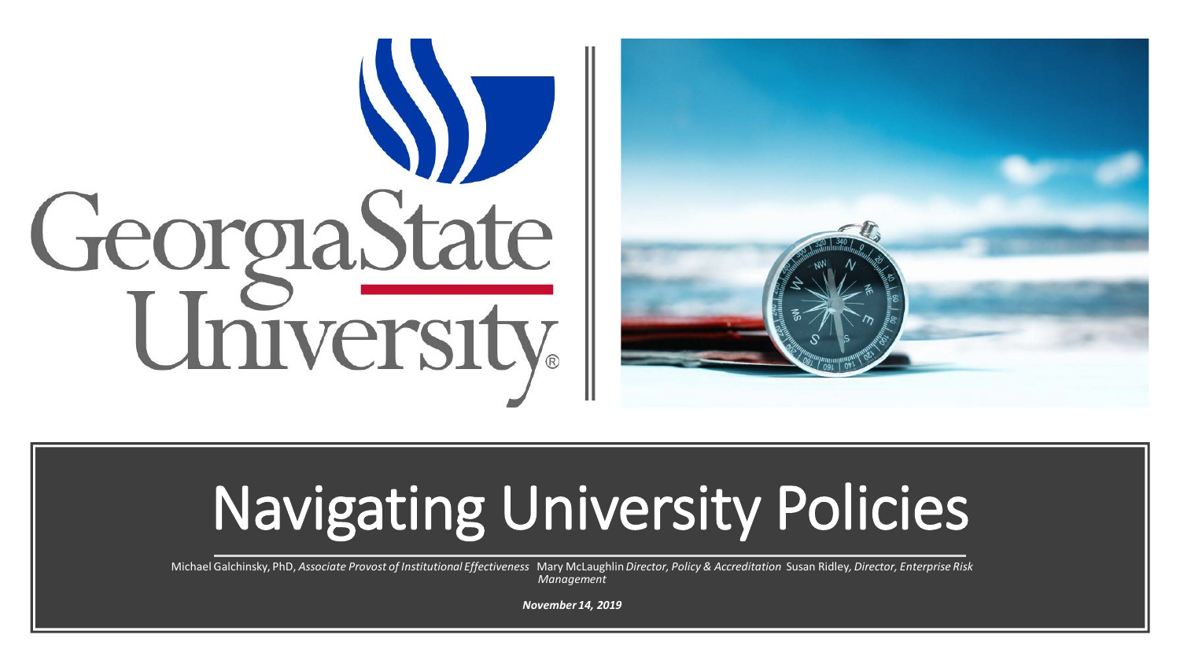# Navigating University Policies

Michael Galchinsky, PhD, *Associate Provost of Institutional Effectiveness* Mary McLaughlin *Director, Policy & Accreditation* Susan Ridley, *Director, Enterprise Risk Management*

***November 14, 2019***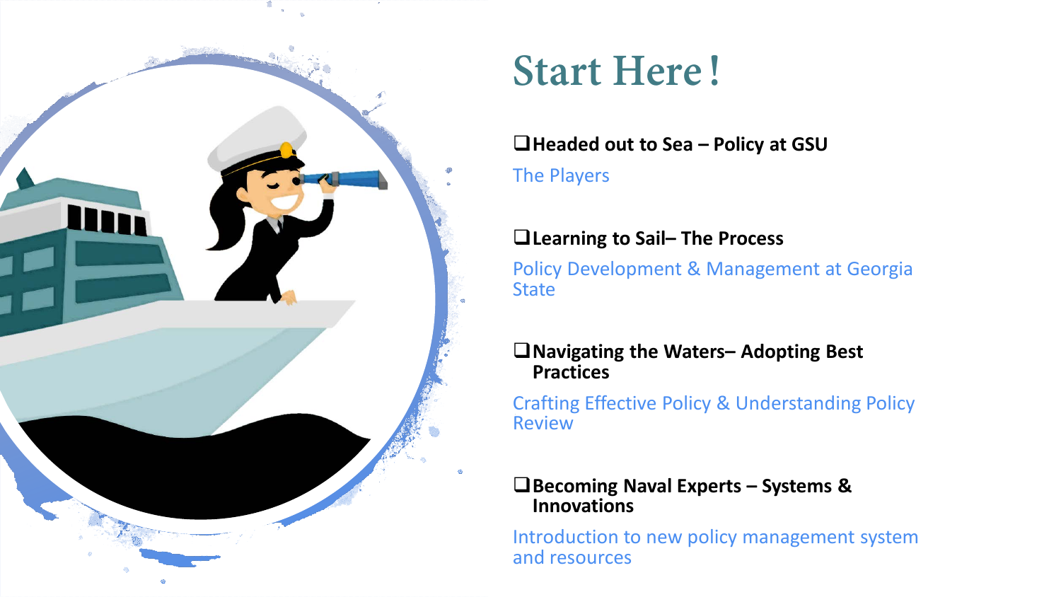# Start Here!

- ❑ **Headed out to Sea – Policy at GSU**

  The Players

- ❑ **Learning to Sail– The Process**

  Policy Development & Management at Georgia State

- ❑ **Navigating the Waters– Adopting Best Practices**

  Crafting Effective Policy & Understanding Policy Review

- ❑ **Becoming Naval Experts – Systems & Innovations**

  Introduction to new policy management system and resources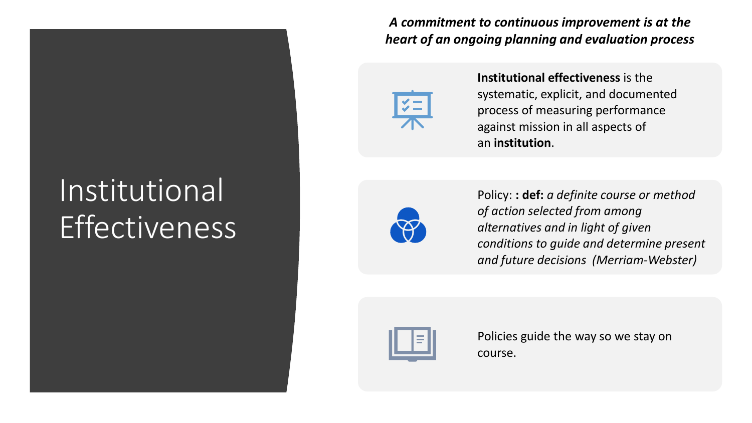# Institutional Effectiveness

***A commitment to continuous improvement is at the heart of an ongoing planning and evaluation process***

**Institutional effectiveness** is the systematic, explicit, and documented process of measuring performance against mission in all aspects of an **institution**.

Policy: **: def:** *a definite course or method of action selected from among alternatives and in light of given conditions to guide and determine present and future decisions (Merriam-Webster)*

Policies guide the way so we stay on course.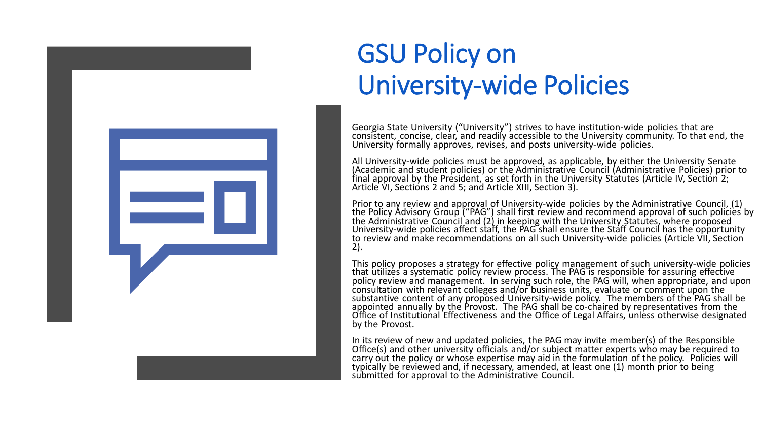# GSU Policy on University-wide Policies

Georgia State University ("University") strives to have institution-wide policies that are consistent, concise, clear, and readily accessible to the University community. To that end, the University formally approves, revises, and posts university-wide policies.

All University-wide policies must be approved, as applicable, by either the University Senate (Academic and student policies) or the Administrative Council (Administrative Policies) prior to final approval by the President, as set forth in the University Statutes (Article IV, Section 2; Article VI, Sections 2 and 5; and Article XIII, Section 3).

Prior to any review and approval of University-wide policies by the Administrative Council, (1) the Policy Advisory Group ("PAG") shall first review and recommend approval of such policies by the Administrative Council and (2) in keeping with the University Statutes, where proposed University-wide policies affect staff, the PAG shall ensure the Staff Council has the opportunity to review and make recommendations on all such University-wide policies (Article VII, Section 2).

This policy proposes a strategy for effective policy management of such university-wide policies that utilizes a systematic policy review process. The PAG is responsible for assuring effective policy review and management. In serving such role, the PAG will, when appropriate, and upon consultation with relevant colleges and/or business units, evaluate or comment upon the substantive content of any proposed University-wide policy. The members of the PAG shall be appointed annually by the Provost. The PAG shall be co-chaired by representatives from the Office of Institutional Effectiveness and the Office of Legal Affairs, unless otherwise designated by the Provost.

In its review of new and updated policies, the PAG may invite member(s) of the Responsible Office(s) and other university officials and/or subject matter experts who may be required to carry out the policy or whose expertise may aid in the formulation of the policy. Policies will typically be reviewed and, if necessary, amended, at least one (1) month prior to being submitted for approval to the Administrative Council.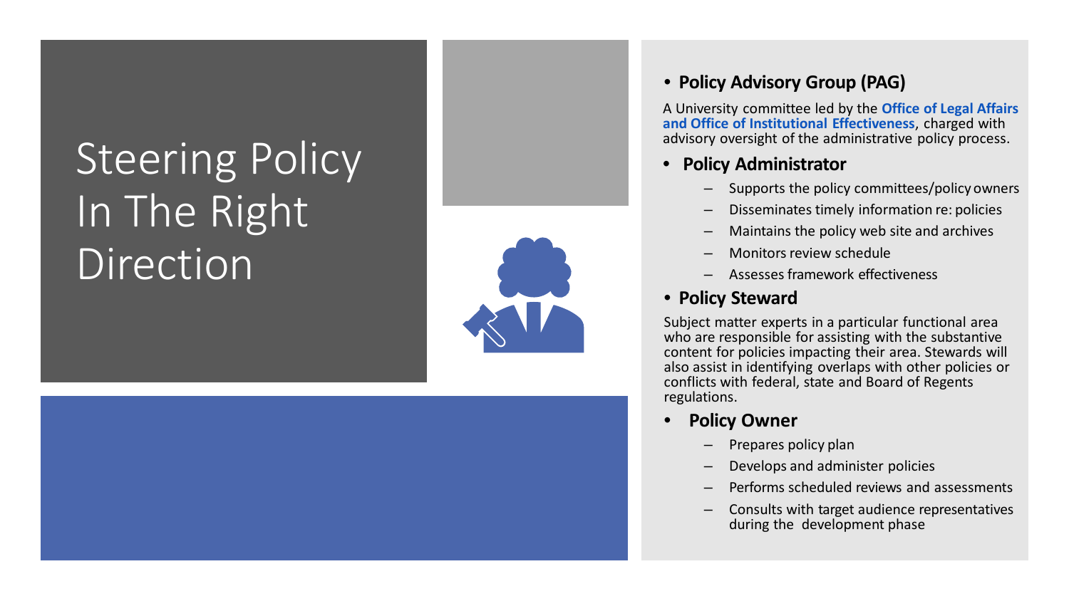# Steering Policy In The Right Direction

- **Policy Advisory Group (PAG)**

A University committee led by the **Office of Legal Affairs and Office of Institutional Effectiveness**, charged with advisory oversight of the administrative policy process.

- **Policy Administrator**
  - Supports the policy committees/policy owners
  - Disseminates timely information re: policies
  - Maintains the policy web site and archives
  - Monitors review schedule
  - Assesses framework effectiveness

- **Policy Steward**

Subject matter experts in a particular functional area who are responsible for assisting with the substantive content for policies impacting their area. Stewards will also assist in identifying overlaps with other policies or conflicts with federal, state and Board of Regents regulations.

- **Policy Owner**
  - Prepares policy plan
  - Develops and administer policies
  - Performs scheduled reviews and assessments
  - Consults with target audience representatives during the development phase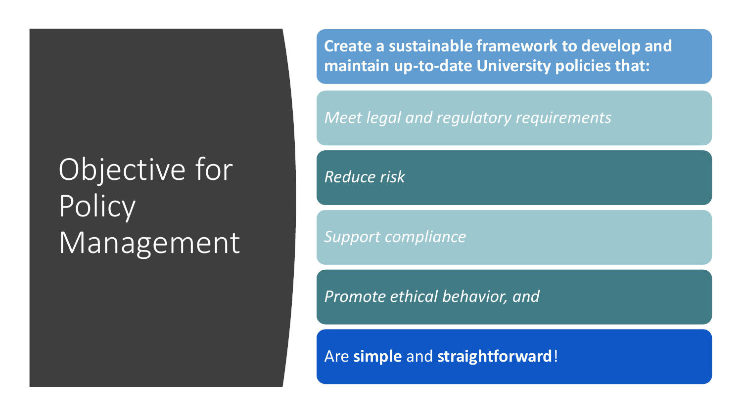# Objective for Policy Management

**Create a sustainable framework to develop and maintain up-to-date University policies that:**

*Meet legal and regulatory requirements*

*Reduce risk*

*Support compliance*

*Promote ethical behavior, and*

Are **simple** and **straightforward**!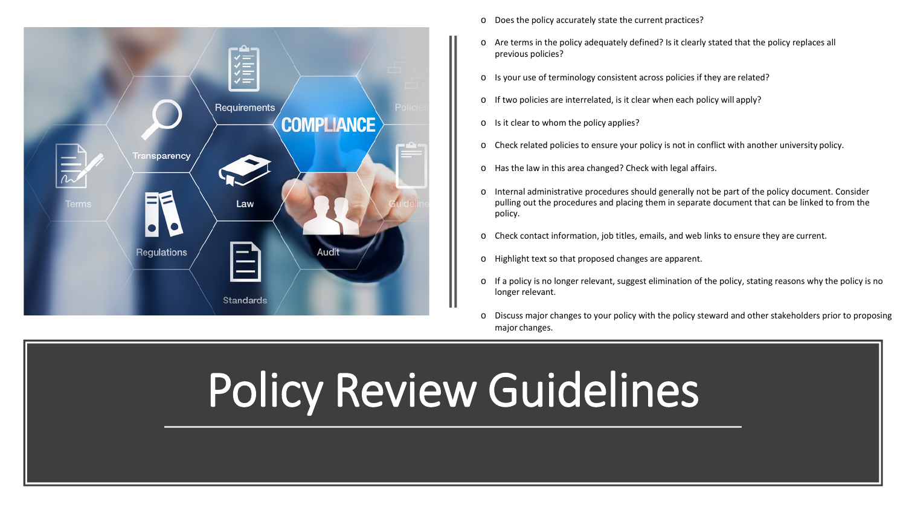# Policy Review Guidelines

- Does the policy accurately state the current practices?
- Are terms in the policy adequately defined? Is it clearly stated that the policy replaces all previous policies?
- Is your use of terminology consistent across policies if they are related?
- If two policies are interrelated, is it clear when each policy will apply?
- Is it clear to whom the policy applies?
- Check related policies to ensure your policy is not in conflict with another university policy.
- Has the law in this area changed? Check with legal affairs.
- Internal administrative procedures should generally not be part of the policy document. Consider pulling out the procedures and placing them in separate document that can be linked to from the policy.
- Check contact information, job titles, emails, and web links to ensure they are current.
- Highlight text so that proposed changes are apparent.
- If a policy is no longer relevant, suggest elimination of the policy, stating reasons why the policy is no longer relevant.
- Discuss major changes to your policy with the policy steward and other stakeholders prior to proposing major changes.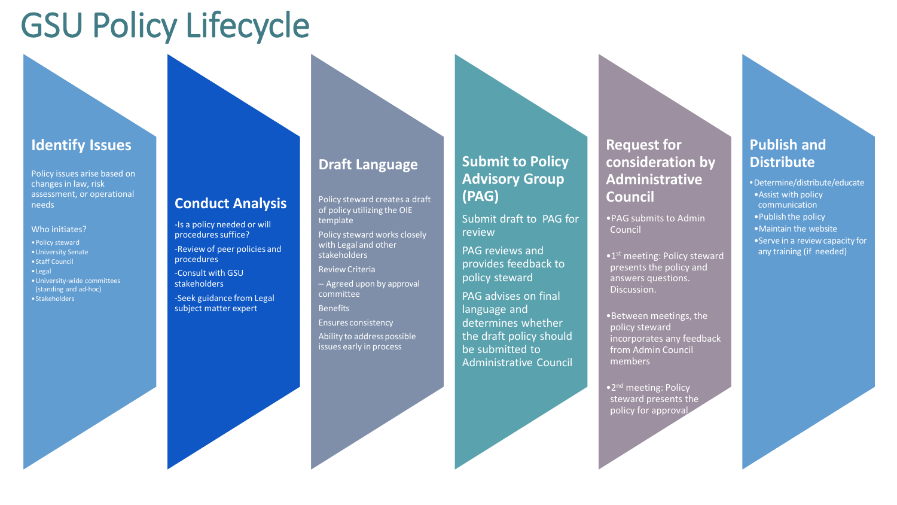# GSU Policy Lifecycle

## Identify Issues

Policy issues arise based on changes in law, risk assessment, or operational needs

Who initiates?

- Policy steward
- University Senate
- Staff Council
- Legal
- University-wide committees (standing and ad-hoc)
- Stakeholders

## Conduct Analysis

-Is a policy needed or will procedures suffice?

-Review of peer policies and procedures

-Consult with GSU stakeholders

-Seek guidance from Legal subject matter expert

## Draft Language

Policy steward creates a draft of policy utilizing the OIE template

Policy steward works closely with Legal and other stakeholders

Review Criteria

– Agreed upon by approval committee

Benefits

Ensures consistency

Ability to address possible issues early in process

## Submit to Policy Advisory Group (PAG)

Submit draft to PAG for review

PAG reviews and provides feedback to policy steward

PAG advises on final language and determines whether the draft policy should be submitted to Administrative Council

## Request for consideration by Administrative Council

- PAG submits to Admin Council
- 1st meeting: Policy steward presents the policy and answers questions. Discussion.
- Between meetings, the policy steward incorporates any feedback from Admin Council members
- 2nd meeting: Policy steward presents the policy for approval

## Publish and Distribute

- Determine/distribute/educate
  - Assist with policy communication
  - Publish the policy
  - Maintain the website
  - Serve in a review capacity for any training (if needed)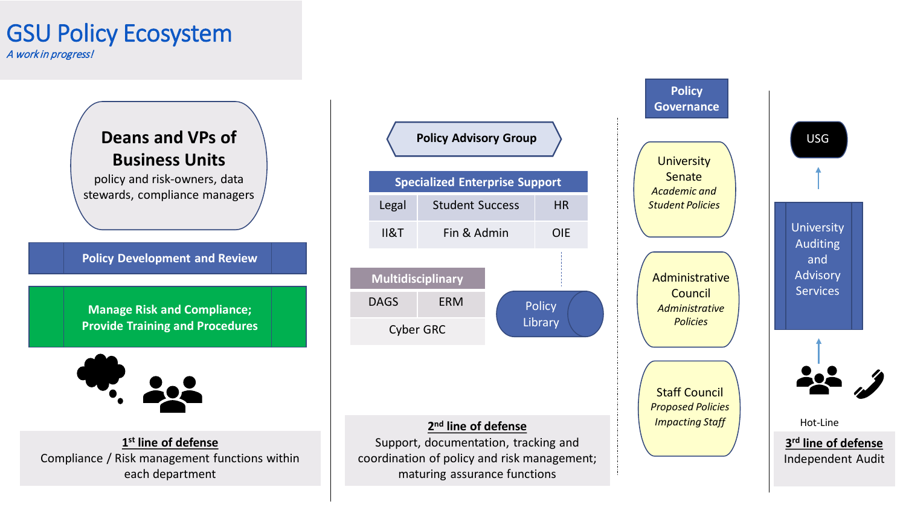# GSU Policy Ecosystem

*A work in progress!*

**Deans and VPs of Business Units**

policy and risk-owners, data stewards, compliance managers

**Policy Development and Review**

**Manage Risk and Compliance; Provide Training and Procedures**

**1st line of defense**
Compliance / Risk management functions within each department

**Policy Advisory Group**

| Specialized Enterprise Support | | |
|---|---|---|
| Legal | Student Success | HR |
| II&T | Fin & Admin | OIE |

| Multidisciplinary | |
|---|---|
| DAGS | ERM |
| Cyber GRC | |

Policy Library

**2nd line of defense**
Support, documentation, tracking and coordination of policy and risk management; maturing assurance functions

**Policy Governance**

University Senate
*Academic and Student Policies*

Administrative Council
*Administrative Policies*

Staff Council
*Proposed Policies Impacting Staff*

USG

University Auditing and Advisory Services

Hot-Line

**3rd line of defense**
Independent Audit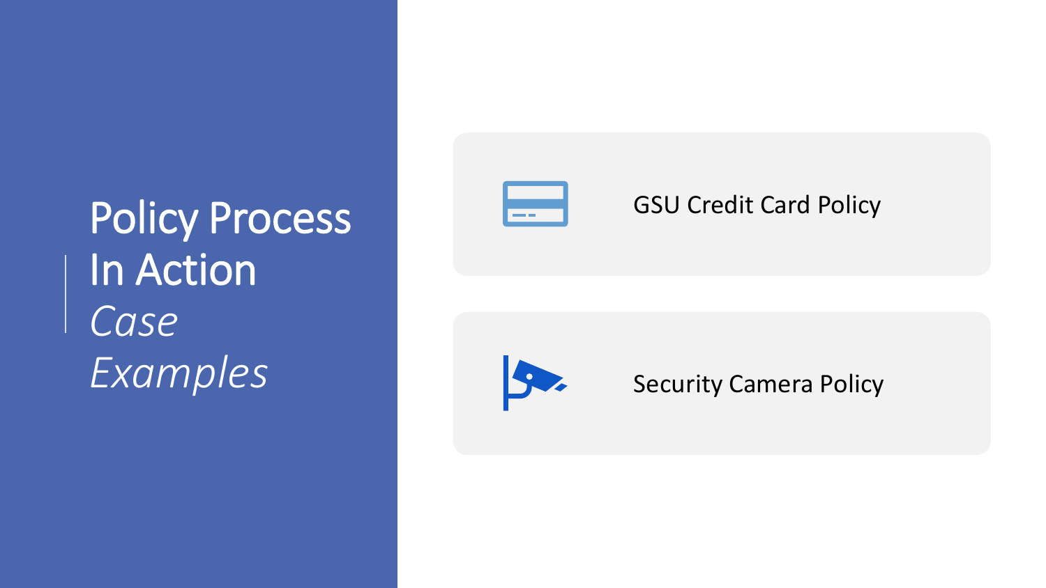# Policy Process In Action

*Case Examples*

- GSU Credit Card Policy
- Security Camera Policy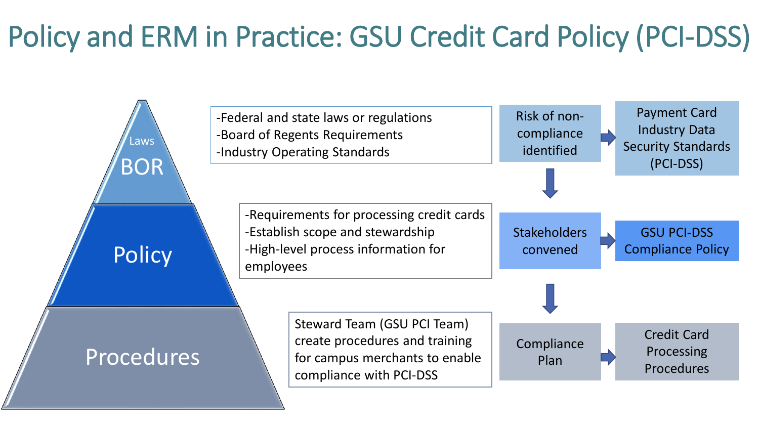# Policy and ERM in Practice: GSU Credit Card Policy (PCI-DSS)

**Laws / BOR**

- Federal and state laws or regulations
- Board of Regents Requirements
- Industry Operating Standards

Risk of non-compliance identified → Payment Card Industry Data Security Standards (PCI-DSS)

**Policy**

- Requirements for processing credit cards
- Establish scope and stewardship
- High-level process information for employees

Stakeholders convened → GSU PCI-DSS Compliance Policy

**Procedures**

Steward Team (GSU PCI Team) create procedures and training for campus merchants to enable compliance with PCI-DSS

Compliance Plan → Credit Card Processing Procedures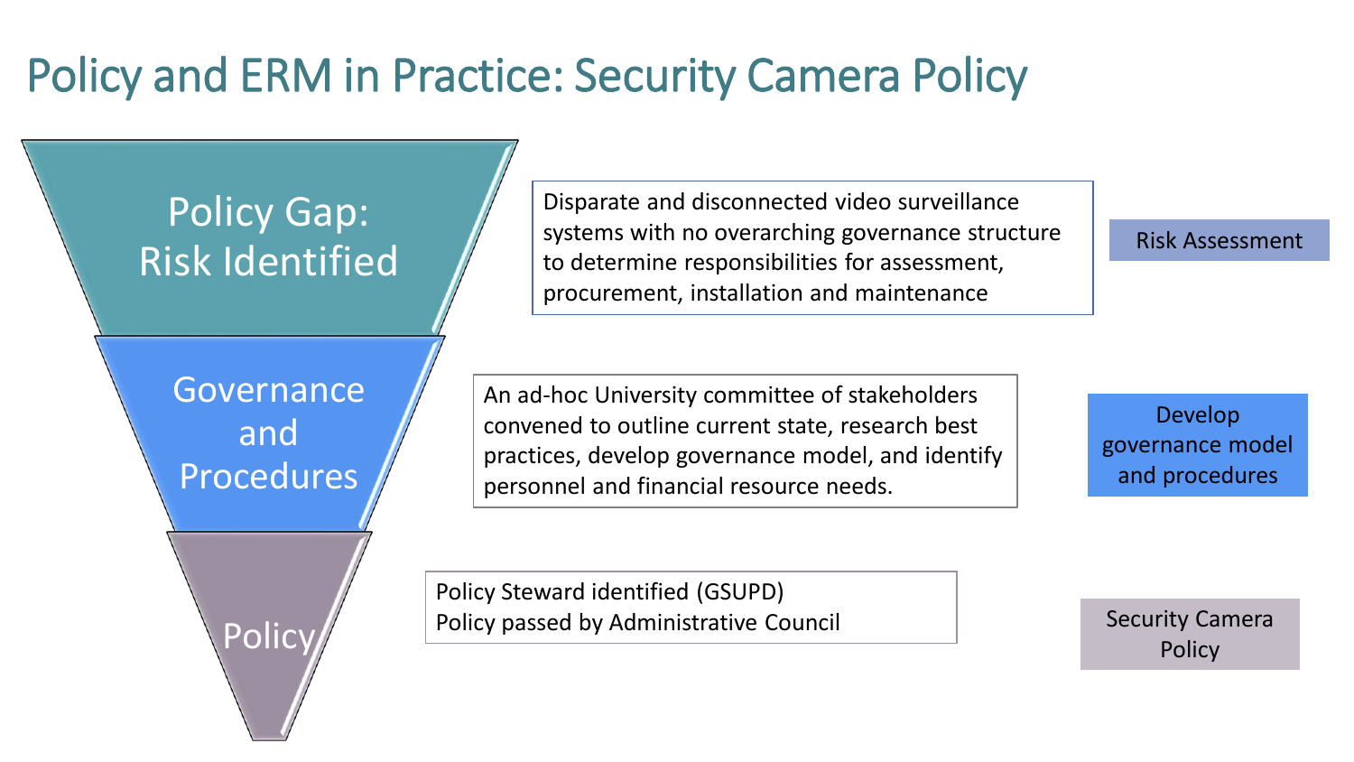# Policy and ERM in Practice: Security Camera Policy

## Policy Gap: Risk Identified

Disparate and disconnected video surveillance systems with no overarching governance structure to determine responsibilities for assessment, procurement, installation and maintenance

**Risk Assessment**

## Governance and Procedures

An ad-hoc University committee of stakeholders convened to outline current state, research best practices, develop governance model, and identify personnel and financial resource needs.

**Develop governance model and procedures**

## Policy

Policy Steward identified (GSUPD)
Policy passed by Administrative Council

**Security Camera Policy**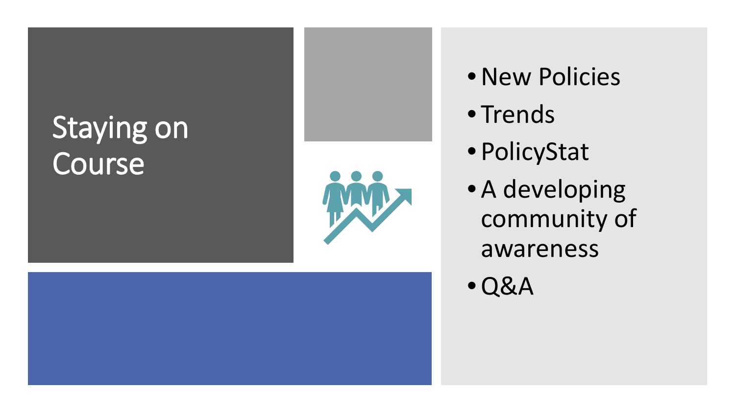# Staying on Course

- New Policies
- Trends
- PolicyStat
- A developing community of awareness
- Q&A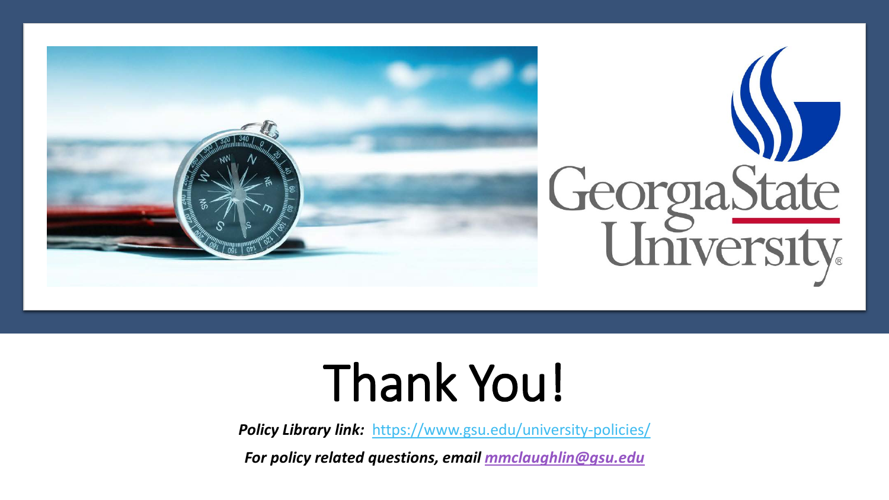# Thank You!

***Policy Library link:*** https://www.gsu.edu/university-policies/

***For policy related questions, email mmclaughlin@gsu.edu***